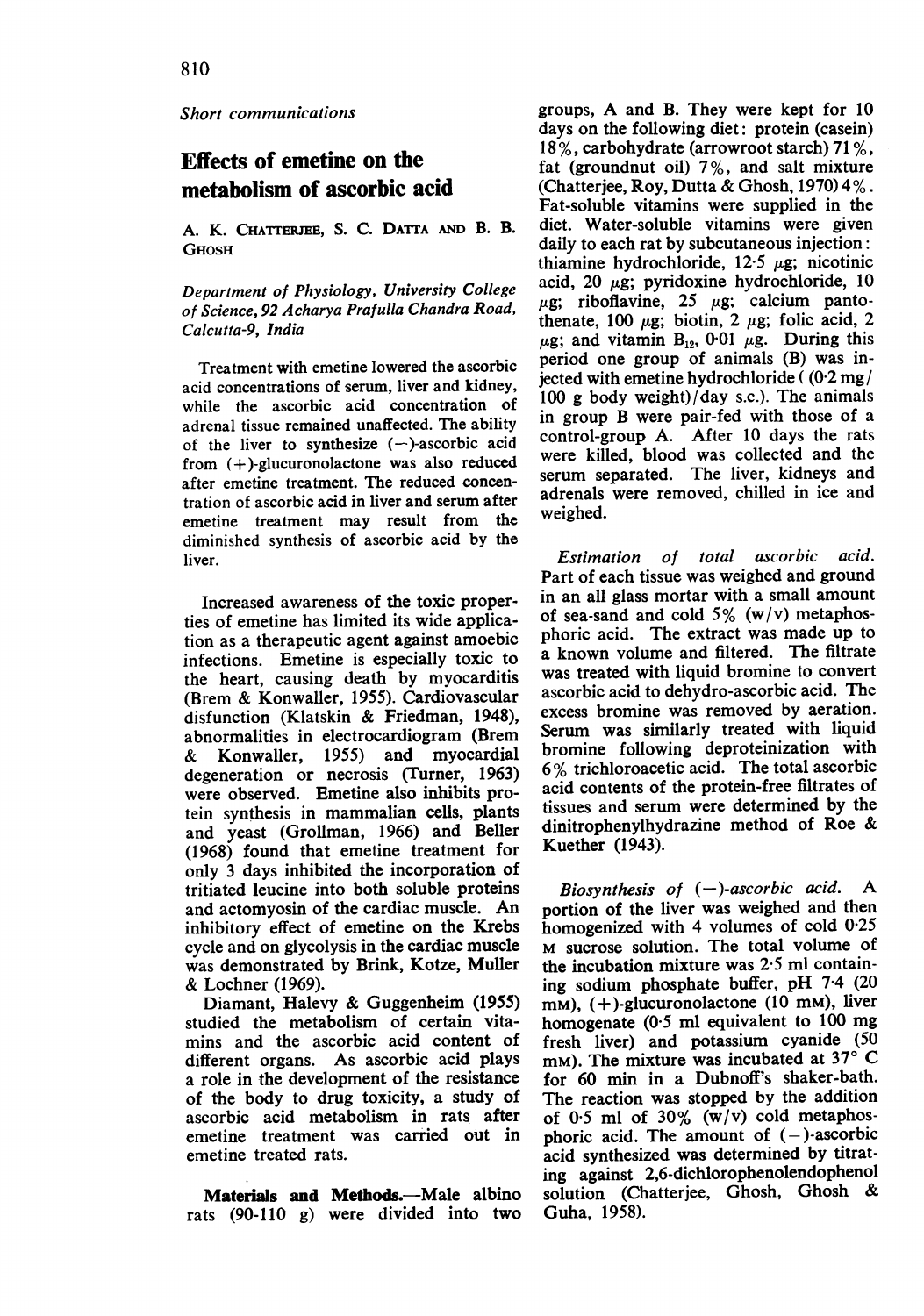*Short communications*

# Effects of emetine on the metabolism of ascorbic acid

A. K. CHATTERJEE, S. C. DATTA AND B. B. GHOSH

*Department of Physiology, University College of Science, 92 Acharya Prafulla Chandra Road, Calcutta-9, India*

Treatment with emetine lowered the ascorbic acid concentrations of serum, liver and kidney, while the ascorbic acid concentration of adrenal tissue remained unaffected. The ability of the liver to synthesize (−)-ascorbic acid from (+)-glucuronolactone was also reduced after emetine treatment. The reduced concentration of ascorbic acid in liver and serum after emetine treatment may result from the diminished synthesis of ascorbic acid by the liver.

Increased awareness of the toxic properties of emetine has limited its wide application as a therapeutic agent against amoebic infections. Emetine is especially toxic to the heart, causing death by myocarditis (Brem & Konwaller, 1955). Cardiovascular disfunction (Klatskin & Friedman, 1948), abnormalities in electrocardiogram (Brem & Konwaller, 1955) and myocardial degeneration or necrosis (Turner, 1963) were observed. Emetine also inhibits protein synthesis in mammalian cells, plants and yeast (Grollman, 1966) and Beller (1968) found that emetine treatment for only 3 days inhibited the incorporation of tritiated leucine into both soluble proteins and actomyosin of the cardiac muscle. An inhibitory effect of emetine on the Krebs cycle and on glycolysis in the cardiac muscle was demonstrated by Brink, Kotze, Muller & Lochner (1969).

Diamant, Halevy & Guggenheim (1955) studied the metabolism of certain vitamins and the ascorbic acid content of different organs. As ascorbic acid plays a role in the development of the resistance of the body to drug toxicity, a study of ascorbic acid metabolism in rats after emetine treatment was carried out in emetine treated rats.

**Materials and Methods.**—Male albino rats (90-110 g) were divided into two groups, A and B. They were kept for 10 days on the following diet: protein (casein) 18%, carbohydrate (arrowroot starch) 71%, fat (groundnut oil) 7%, and salt mixture (Chatterjee, Roy, Dutta & Ghosh, 1970) 4%. Fat-soluble vitamins were supplied in the diet. Water-soluble vitamins were given daily to each rat by subcutaneous injection: thiamine hydrochloride, 12·5 μg; nicotinic acid, 20 μg; pyridoxine hydrochloride, 10 μg; riboflavine, 25 μg; calcium pantothenate, 100 μg; biotin, 2 μg; folic acid, 2 μg; and vitamin $B_{12}$, 0·01 μg. During this period one group of animals (B) was injected with emetine hydrochloride (0·2 mg/100 g body weight)/day s.c.). The animals in group B were pair-fed with those of a control-group A. After 10 days the rats were killed, blood was collected and the serum separated. The liver, kidneys and adrenals were removed, chilled in ice and weighed.

*Estimation of total ascorbic acid.* Part of each tissue was weighed and ground in an all glass mortar with a small amount of sea-sand and cold 5% (w/v) metaphosphoric acid. The extract was made up to a known volume and filtered. The filtrate was treated with liquid bromine to convert ascorbic acid to dehydro-ascorbic acid. The excess bromine was removed by aeration. Serum was similarly treated with liquid bromine following deproteinization with 6% trichloroacetic acid. The total ascorbic acid contents of the protein-free filtrates of tissues and serum were determined by the dinitrophenylhydrazine method of Roe & Kuether (1943).

*Biosynthesis of (−)-ascorbic acid.* A portion of the liver was weighed and then homogenized with 4 volumes of cold 0·25 M sucrose solution. The total volume of the incubation mixture was 2·5 ml containing sodium phosphate buffer, pH 7·4 (20 mM), (+)-glucuronolactone (10 mM), liver homogenate (0·5 ml equivalent to 100 mg fresh liver) and potassium cyanide (50 mM). The mixture was incubated at 37° C for 60 min in a Dubnoff's shaker-bath. The reaction was stopped by the addition of 0·5 ml of 30% (w/v) cold metaphosphoric acid. The amount of (−)-ascorbic acid synthesized was determined by titrating against 2,6-dichlorophenolendophenol solution (Chatterjee, Ghosh, Ghosh & Guha, 1958).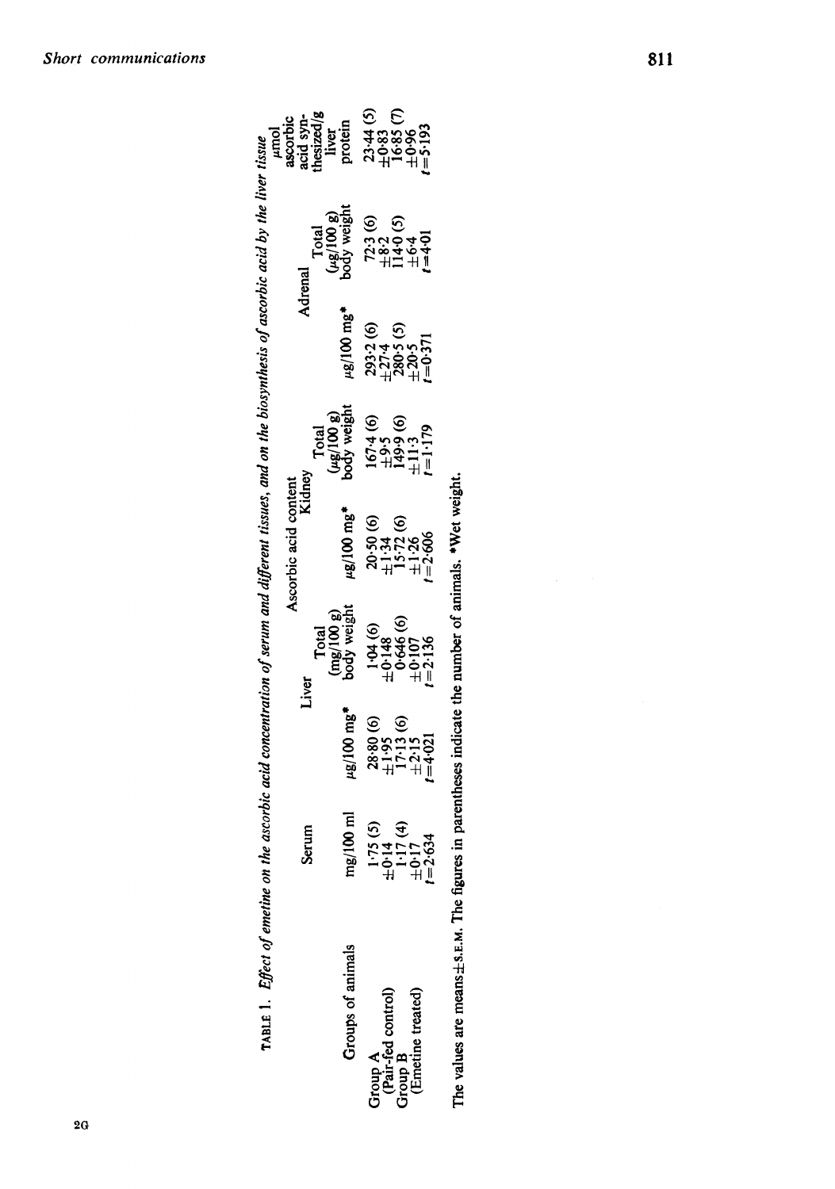TABLE 1. *Effect of emetine on the ascorbic acid concentration of serum and different tissues, and on the biosynthesis of ascorbic acid by the liver tissue*

| Groups of animals | Serum | Liver | | Kidney | | Adrenal | | μmol ascorbic acid synthesized/g liver protein |
|---|---|---|---|---|---|---|---|---|
| | mg/100 ml | μg/100 mg* | Total (mg/100 g) body weight | μg/100 mg* | Total (μg/100 g) body weight | μg/100 mg* | Total (μg/100 g) body weight | |
| Group A (Pair-fed control) | 1·75 (5) ±0·14 | 28·80 (6) ±1·95 | 1·04 (6) ±0·148 | 20·50 (6) ±1·34 | 167·4 (6) ±9·5 | 293·2 (6) ±27·4 | 72·3 (6) ±8·2 | 23·44 (5) ±0·83 |
| Group B (Emetine treated) | 1·17 (4) ±0·17 | 17·13 (6) ±2·15 | 0·646 (6) ±0·107 | 15·72 (6) ±1·26 | 149·9 (6) ±11·3 | 280·5 (5) ±20·5 | 114·0 (5) ±6·4 | 16·85 (7) ±0·96 |
| | $t=2·634$ | $t=4·021$ | $t=2·136$ | $t=2·606$ | $t=1·179$ | $t=0·371$ | $t=4·01$ | $t=5·193$ |

Column group heading: Ascorbic acid content (Liver, Kidney, Adrenal).

The values are means±S.E.M. The figures in parentheses indicate the number of animals. *Wet weight.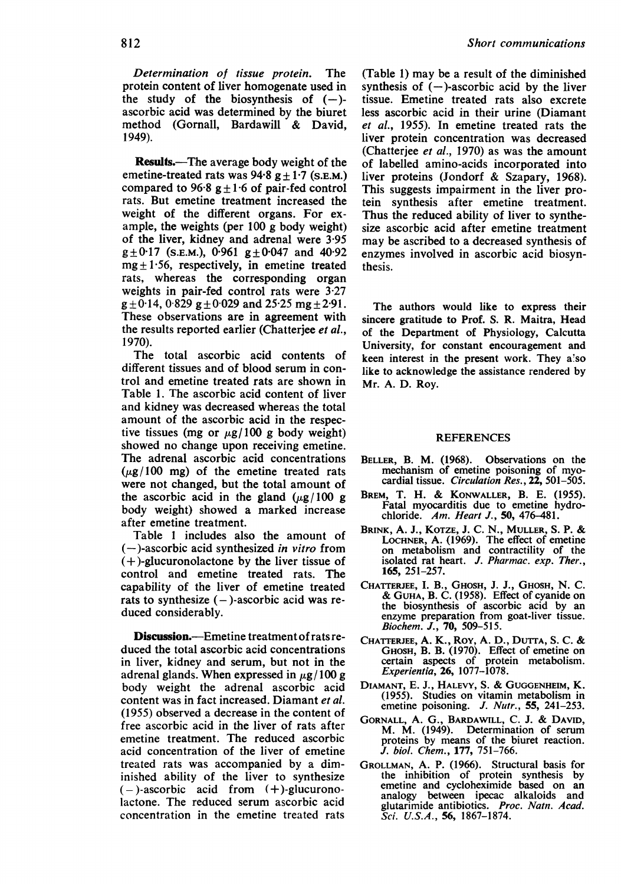*Determination of tissue protein.* The protein content of liver homogenate used in the study of the biosynthesis of (−)-ascorbic acid was determined by the biuret method (Gornall, Bardawill & David, 1949).

**Results.**—The average body weight of the emetine-treated rats was 94·8 g ± 1·7 (S.E.M.) compared to 96·8 g ± 1·6 of pair-fed control rats. But emetine treatment increased the weight of the different organs. For example, the weights (per 100 g body weight) of the liver, kidney and adrenal were 3·95 g ± 0·17 (S.E.M.), 0·961 g ± 0·047 and 40·92 mg ± 1·56, respectively, in emetine treated rats, whereas the corresponding organ weights in pair-fed control rats were 3·27 g ± 0·14, 0·829 g ± 0·029 and 25·25 mg ± 2·91. These observations are in agreement with the results reported earlier (Chatterjee *et al.*, 1970).

The total ascorbic acid contents of different tissues and of blood serum in control and emetine treated rats are shown in Table 1. The ascorbic acid content of liver and kidney was decreased whereas the total amount of the ascorbic acid in the respective tissues (mg or $\mu$g/100 g body weight) showed no change upon receiving emetine. The adrenal ascorbic acid concentrations ($\mu$g/100 mg) of the emetine treated rats were not changed, but the total amount of the ascorbic acid in the gland ($\mu$g/100 g body weight) showed a marked increase after emetine treatment.

Table 1 includes also the amount of (−)-ascorbic acid synthesized *in vitro* from (+)-glucuronolactone by the liver tissue of control and emetine treated rats. The capability of the liver of emetine treated rats to synthesize (−)-ascorbic acid was reduced considerably.

**Discussion.**—Emetine treatment of rats reduced the total ascorbic acid concentrations in liver, kidney and serum, but not in the adrenal glands. When expressed in $\mu$g/100 g body weight the adrenal ascorbic acid content was in fact increased. Diamant *et al.* (1955) observed a decrease in the content of free ascorbic acid in the liver of rats after emetine treatment. The reduced ascorbic acid concentration of the liver of emetine treated rats was accompanied by a diminished ability of the liver to synthesize (−)-ascorbic acid from (+)-glucuronolactone. The reduced serum ascorbic acid concentration in the emetine treated rats (Table 1) may be a result of the diminished synthesis of (−)-ascorbic acid by the liver tissue. Emetine treated rats also excrete less ascorbic acid in their urine (Diamant *et al.*, 1955). In emetine treated rats the liver protein concentration was decreased (Chatterjee *et al.*, 1970) as was the amount of labelled amino-acids incorporated into liver proteins (Jondorf & Szapary, 1968). This suggests impairment in the liver protein synthesis after emetine treatment. Thus the reduced ability of liver to synthesize ascorbic acid after emetine treatment may be ascribed to a decreased synthesis of enzymes involved in ascorbic acid biosynthesis.

The authors would like to express their sincere gratitude to Prof. S. R. Maitra, Head of the Department of Physiology, Calcutta University, for constant encouragement and keen interest in the present work. They also like to acknowledge the assistance rendered by Mr. A. D. Roy.

## REFERENCES

BELLER, B. M. (1968). Observations on the mechanism of emetine poisoning of myocardial tissue. *Circulation Res.*, **22**, 501–505.

BREM, T. H. & KONWALLER, B. E. (1955). Fatal myocarditis due to emetine hydrochloride. *Am. Heart J.*, **50**, 476–481.

BRINK, A. J., KOTZE, J. C. N., MULLER, S. P. & LOCHNER, A. (1969). The effect of emetine on metabolism and contractility of the isolated rat heart. *J. Pharmac. exp. Ther.*, **165**, 251–257.

CHATTERJEE, I. B., GHOSH, J. J., GHOSH, N. C. & GUHA, B. C. (1958). Effect of cyanide on the biosynthesis of ascorbic acid by an enzyme preparation from goat-liver tissue. *Biochem. J.*, **70**, 509–515.

CHATTERJEE, A. K., ROY, A. D., DUTTA, S. C. & GHOSH, B. B. (1970). Effect of emetine on certain aspects of protein metabolism. *Experientia*, **26**, 1077–1078.

DIAMANT, E. J., HALEVY, S. & GUGGENHEIM, K. (1955). Studies on vitamin metabolism in emetine poisoning. *J. Nutr.*, **55**, 241–253.

GORNALL, A. G., BARDAWILL, C. J. & DAVID, M. M. (1949). Determination of serum proteins by means of the biuret reaction. *J. biol. Chem.*, **177**, 751–766.

GROLLMAN, A. P. (1966). Structural basis for the inhibition of protein synthesis by emetine and cycloheximide based on an analogy between ipecac alkaloids and glutarimide antibiotics. *Proc. Natn. Acad. Sci. U.S.A.*, **56**, 1867–1874.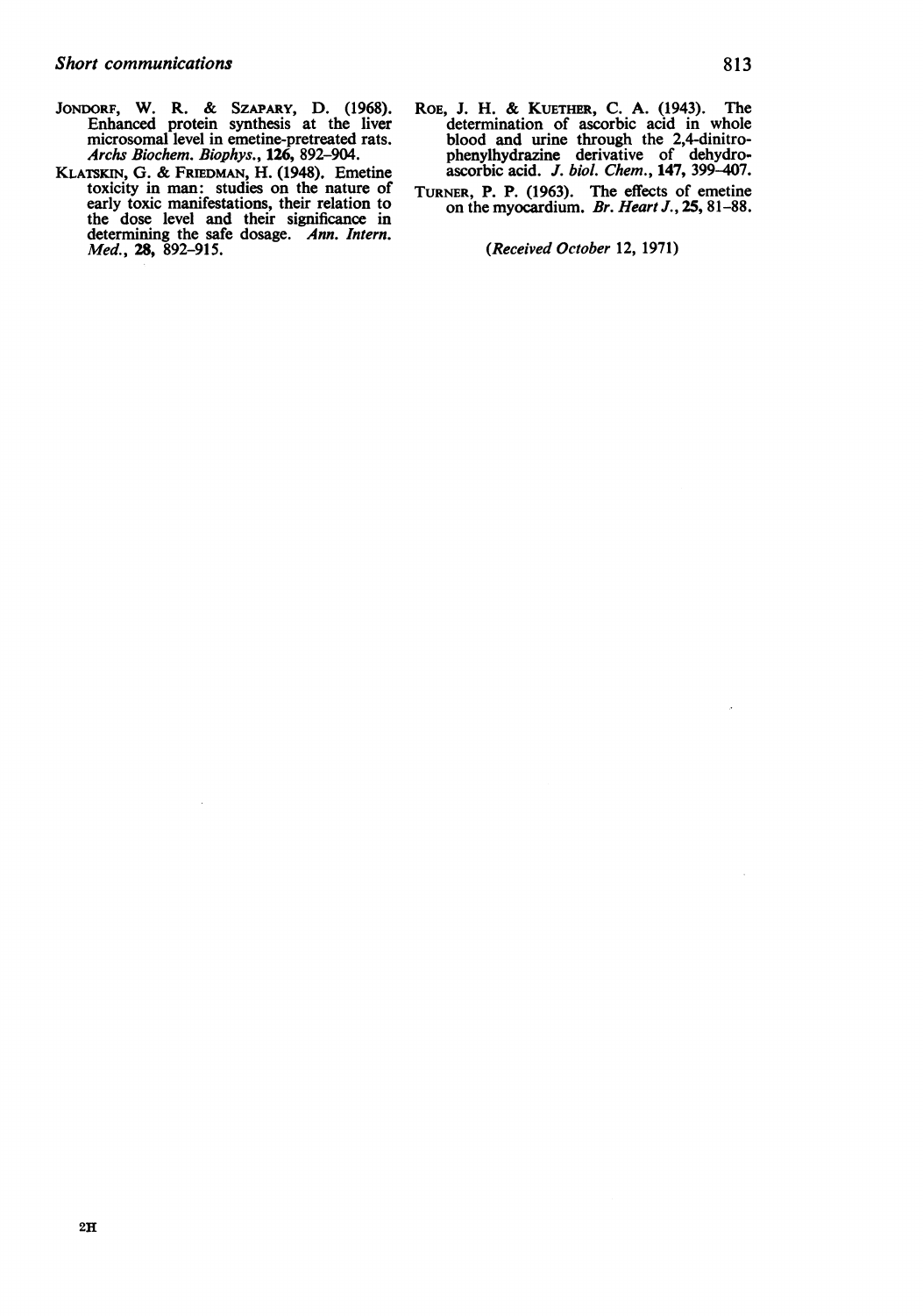JONDORF, W. R. & SZAPARY, D. (1968). Enhanced protein synthesis at the liver microsomal level in emetine-pretreated rats. *Archs Biochem. Biophys.*, **126**, 892–904.

KLATSKIN, G. & FRIEDMAN, H. (1948). Emetine toxicity in man: studies on the nature of early toxic manifestations, their relation to the dose level and their significance in determining the safe dosage. *Ann. Intern. Med.*, **28**, 892–915.

ROE, J. H. & KUETHER, C. A. (1943). The determination of ascorbic acid in whole blood and urine through the 2,4-dinitrophenylhydrazine derivative of dehydroascorbic acid. *J. biol. Chem.*, **147**, 399–407.

TURNER, P. P. (1963). The effects of emetine on the myocardium. *Br. Heart J.*, **25**, 81–88.

(*Received October* 12, 1971)